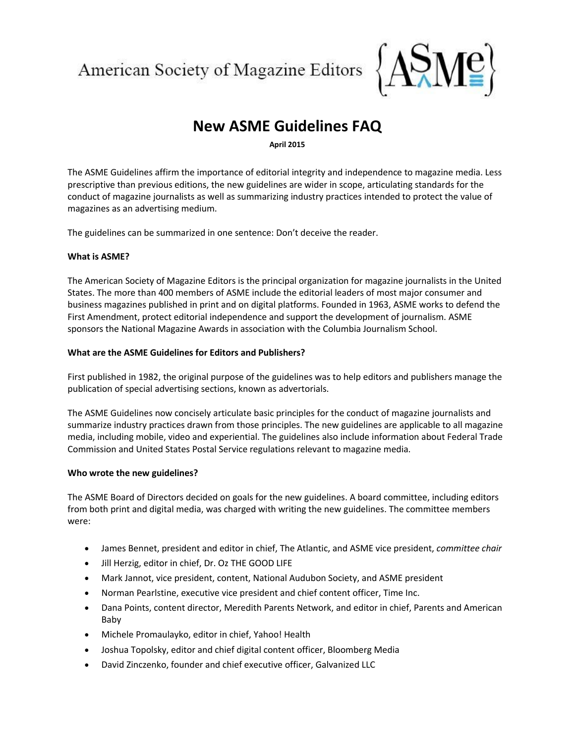American Society of Magazine Editors {ASME}

# New ASME Guidelines FAQ

**April 2015**

The ASME Guidelines affirm the importance of editorial integrity and independence to magazine media. Less prescriptive than previous editions, the new guidelines are wider in scope, articulating standards for the conduct of magazine journalists as well as summarizing industry practices intended to protect the value of magazines as an advertising medium.

The guidelines can be summarized in one sentence: Don't deceive the reader.

**What is ASME?**

The American Society of Magazine Editors is the principal organization for magazine journalists in the United States. The more than 400 members of ASME include the editorial leaders of most major consumer and business magazines published in print and on digital platforms. Founded in 1963, ASME works to defend the First Amendment, protect editorial independence and support the development of journalism. ASME sponsors the National Magazine Awards in association with the Columbia Journalism School.

**What are the ASME Guidelines for Editors and Publishers?**

First published in 1982, the original purpose of the guidelines was to help editors and publishers manage the publication of special advertising sections, known as advertorials.

The ASME Guidelines now concisely articulate basic principles for the conduct of magazine journalists and summarize industry practices drawn from those principles. The new guidelines are applicable to all magazine media, including mobile, video and experiential. The guidelines also include information about Federal Trade Commission and United States Postal Service regulations relevant to magazine media.

**Who wrote the new guidelines?**

The ASME Board of Directors decided on goals for the new guidelines. A board committee, including editors from both print and digital media, was charged with writing the new guidelines. The committee members were:

- James Bennet, president and editor in chief, The Atlantic, and ASME vice president, *committee chair*
- Jill Herzig, editor in chief, Dr. Oz THE GOOD LIFE
- Mark Jannot, vice president, content, National Audubon Society, and ASME president
- Norman Pearlstine, executive vice president and chief content officer, Time Inc.
- Dana Points, content director, Meredith Parents Network, and editor in chief, Parents and American Baby
- Michele Promaulayko, editor in chief, Yahoo! Health
- Joshua Topolsky, editor and chief digital content officer, Bloomberg Media
- David Zinczenko, founder and chief executive officer, Galvanized LLC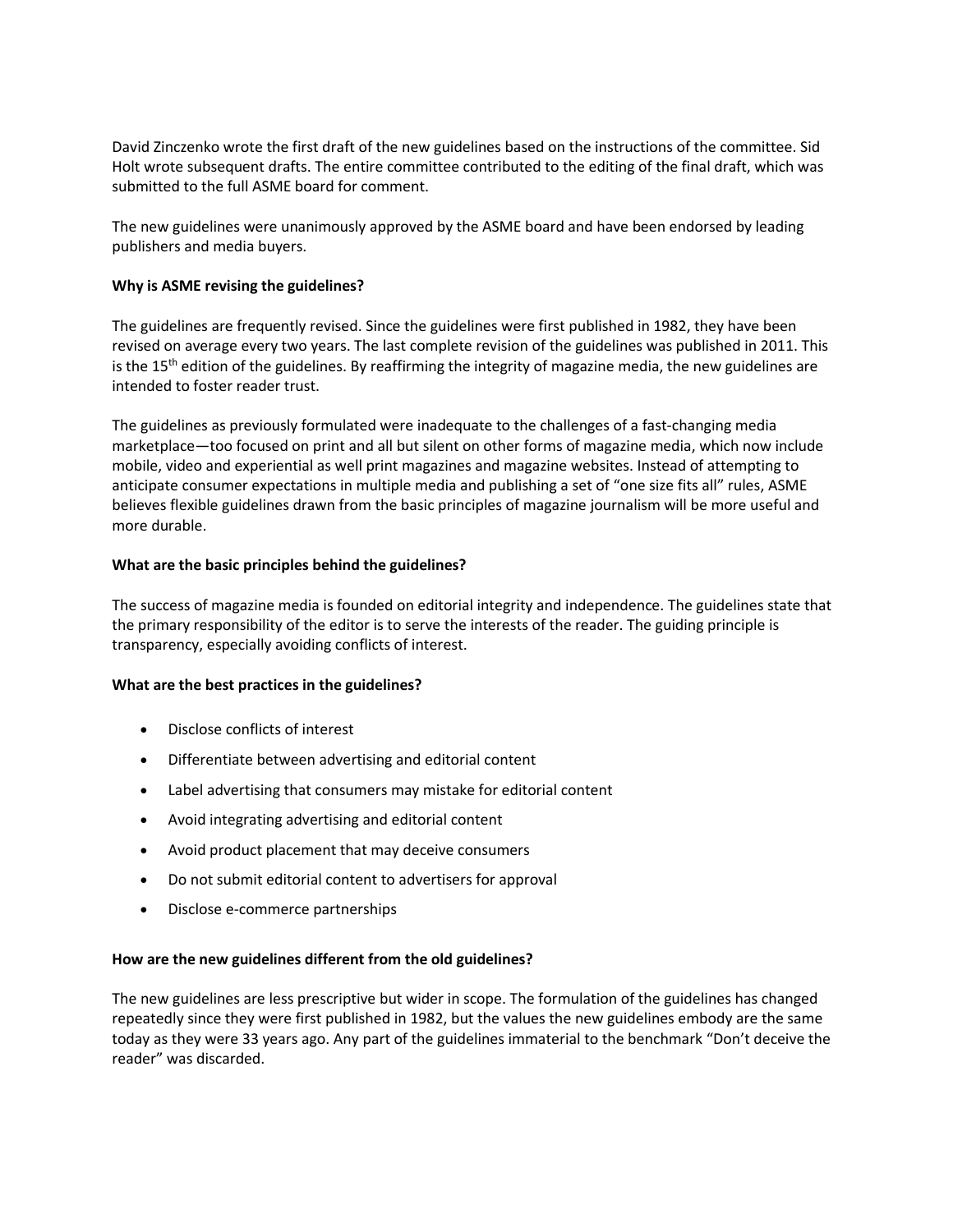David Zinczenko wrote the first draft of the new guidelines based on the instructions of the committee. Sid Holt wrote subsequent drafts. The entire committee contributed to the editing of the final draft, which was submitted to the full ASME board for comment.

The new guidelines were unanimously approved by the ASME board and have been endorsed by leading publishers and media buyers.

**Why is ASME revising the guidelines?**

The guidelines are frequently revised. Since the guidelines were first published in 1982, they have been revised on average every two years. The last complete revision of the guidelines was published in 2011. This is the 15th edition of the guidelines. By reaffirming the integrity of magazine media, the new guidelines are intended to foster reader trust.

The guidelines as previously formulated were inadequate to the challenges of a fast-changing media marketplace—too focused on print and all but silent on other forms of magazine media, which now include mobile, video and experiential as well print magazines and magazine websites. Instead of attempting to anticipate consumer expectations in multiple media and publishing a set of "one size fits all" rules, ASME believes flexible guidelines drawn from the basic principles of magazine journalism will be more useful and more durable.

**What are the basic principles behind the guidelines?**

The success of magazine media is founded on editorial integrity and independence. The guidelines state that the primary responsibility of the editor is to serve the interests of the reader. The guiding principle is transparency, especially avoiding conflicts of interest.

**What are the best practices in the guidelines?**

- Disclose conflicts of interest
- Differentiate between advertising and editorial content
- Label advertising that consumers may mistake for editorial content
- Avoid integrating advertising and editorial content
- Avoid product placement that may deceive consumers
- Do not submit editorial content to advertisers for approval
- Disclose e-commerce partnerships

**How are the new guidelines different from the old guidelines?**

The new guidelines are less prescriptive but wider in scope. The formulation of the guidelines has changed repeatedly since they were first published in 1982, but the values the new guidelines embody are the same today as they were 33 years ago. Any part of the guidelines immaterial to the benchmark "Don't deceive the reader" was discarded.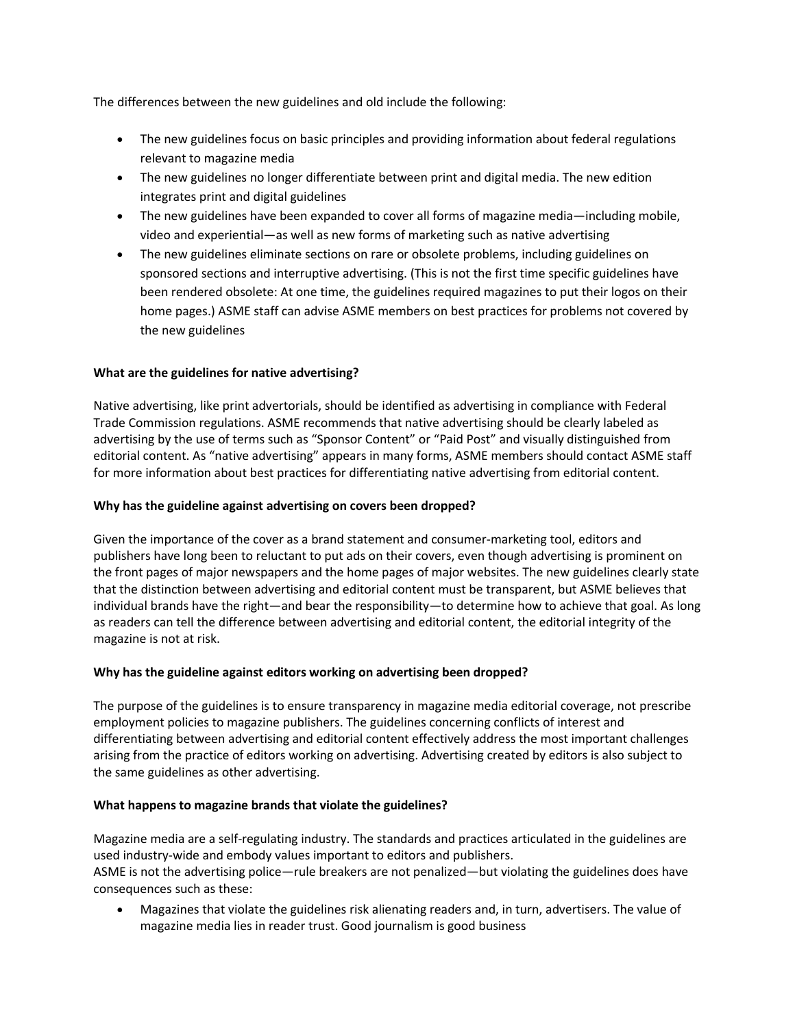The differences between the new guidelines and old include the following:

- The new guidelines focus on basic principles and providing information about federal regulations relevant to magazine media
- The new guidelines no longer differentiate between print and digital media. The new edition integrates print and digital guidelines
- The new guidelines have been expanded to cover all forms of magazine media—including mobile, video and experiential—as well as new forms of marketing such as native advertising
- The new guidelines eliminate sections on rare or obsolete problems, including guidelines on sponsored sections and interruptive advertising. (This is not the first time specific guidelines have been rendered obsolete: At one time, the guidelines required magazines to put their logos on their home pages.) ASME staff can advise ASME members on best practices for problems not covered by the new guidelines

**What are the guidelines for native advertising?**

Native advertising, like print advertorials, should be identified as advertising in compliance with Federal Trade Commission regulations. ASME recommends that native advertising should be clearly labeled as advertising by the use of terms such as "Sponsor Content" or "Paid Post" and visually distinguished from editorial content. As "native advertising" appears in many forms, ASME members should contact ASME staff for more information about best practices for differentiating native advertising from editorial content.

**Why has the guideline against advertising on covers been dropped?**

Given the importance of the cover as a brand statement and consumer-marketing tool, editors and publishers have long been to reluctant to put ads on their covers, even though advertising is prominent on the front pages of major newspapers and the home pages of major websites. The new guidelines clearly state that the distinction between advertising and editorial content must be transparent, but ASME believes that individual brands have the right—and bear the responsibility—to determine how to achieve that goal. As long as readers can tell the difference between advertising and editorial content, the editorial integrity of the magazine is not at risk.

**Why has the guideline against editors working on advertising been dropped?**

The purpose of the guidelines is to ensure transparency in magazine media editorial coverage, not prescribe employment policies to magazine publishers. The guidelines concerning conflicts of interest and differentiating between advertising and editorial content effectively address the most important challenges arising from the practice of editors working on advertising. Advertising created by editors is also subject to the same guidelines as other advertising.

**What happens to magazine brands that violate the guidelines?**

Magazine media are a self-regulating industry. The standards and practices articulated in the guidelines are used industry-wide and embody values important to editors and publishers.
ASME is not the advertising police—rule breakers are not penalized—but violating the guidelines does have consequences such as these:

- Magazines that violate the guidelines risk alienating readers and, in turn, advertisers. The value of magazine media lies in reader trust. Good journalism is good business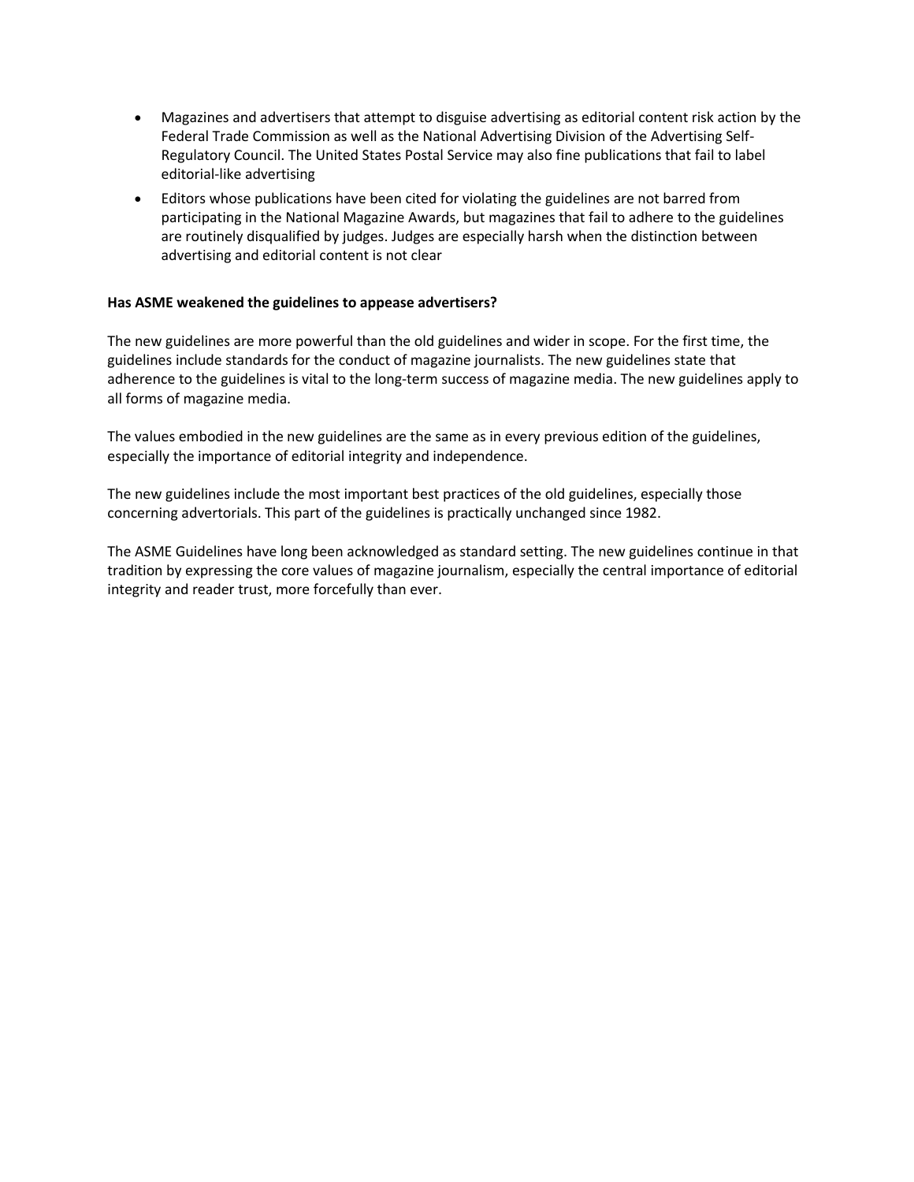- Magazines and advertisers that attempt to disguise advertising as editorial content risk action by the Federal Trade Commission as well as the National Advertising Division of the Advertising Self-Regulatory Council. The United States Postal Service may also fine publications that fail to label editorial-like advertising
- Editors whose publications have been cited for violating the guidelines are not barred from participating in the National Magazine Awards, but magazines that fail to adhere to the guidelines are routinely disqualified by judges. Judges are especially harsh when the distinction between advertising and editorial content is not clear

**Has ASME weakened the guidelines to appease advertisers?**

The new guidelines are more powerful than the old guidelines and wider in scope. For the first time, the guidelines include standards for the conduct of magazine journalists. The new guidelines state that adherence to the guidelines is vital to the long-term success of magazine media. The new guidelines apply to all forms of magazine media.

The values embodied in the new guidelines are the same as in every previous edition of the guidelines, especially the importance of editorial integrity and independence.

The new guidelines include the most important best practices of the old guidelines, especially those concerning advertorials. This part of the guidelines is practically unchanged since 1982.

The ASME Guidelines have long been acknowledged as standard setting. The new guidelines continue in that tradition by expressing the core values of magazine journalism, especially the central importance of editorial integrity and reader trust, more forcefully than ever.